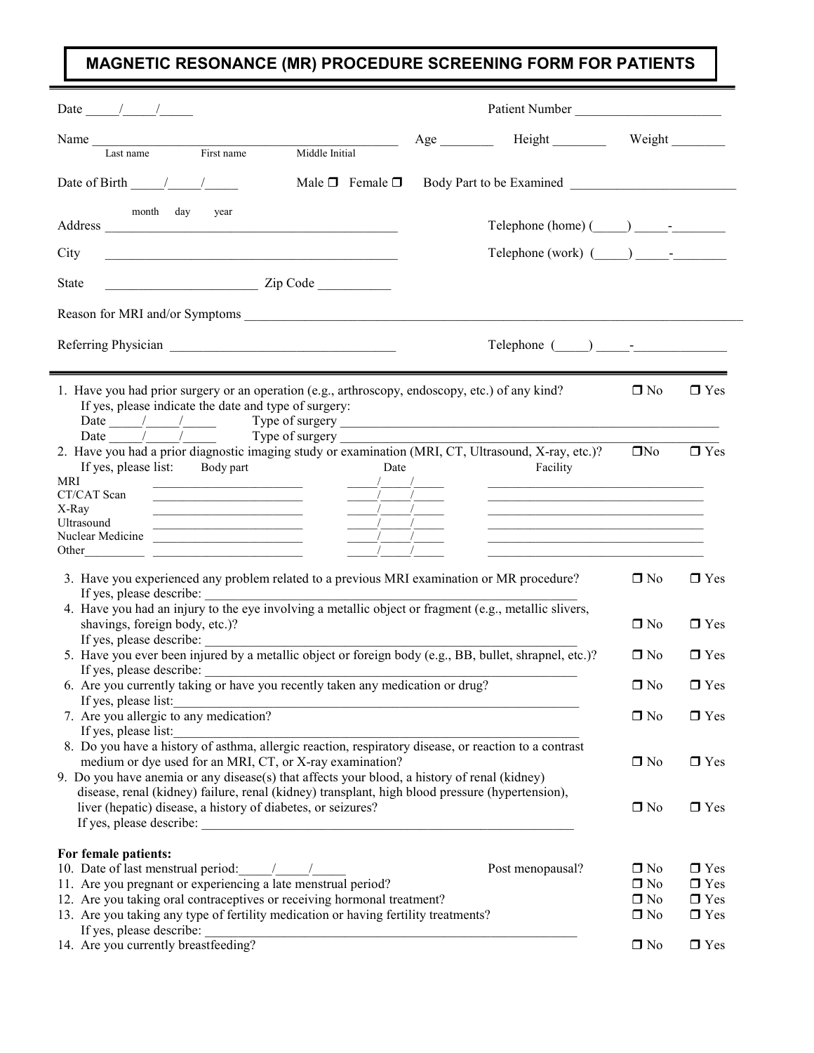# MAGNETIC RESONANCE (MR) PROCEDURE SCREENING FORM FOR PATIENTS

Date _____/_____/_____ Patient Number ______________________

Name ________________________________________________ Age ________ Height ________ Weight ________
Last name First name Middle Initial

Date of Birth _____/_____/_____ Male ❒ Female ❒ Body Part to be Examined ________________________
month day year

Address ____________________________________________ Telephone (home) (_____) _____-________

City ____________________________________________ Telephone (work) (_____) _____-________

State ______________________ Zip Code ___________

Reason for MRI and/or Symptoms ________________________________________________________________________

Referring Physician _________________________________ Telephone (_____) _____-_____________

---

1. Have you had prior surgery or an operation (e.g., arthroscopy, endoscopy, etc.) of any kind? ❒ No ❒ Yes
   If yes, please indicate the date and type of surgery:
   Date _____/_____/_____ Type of surgery ___________________________________________________________
   Date _____/_____/_____ Type of surgery ___________________________________________________________
2. Have you had a prior diagnostic imaging study or examination (MRI, CT, Ultrasound, X-ray, etc.)? ❒No ❒ Yes
   If yes, please list:

| | Body part | Date | Facility |
|---|---|---|---|
| MRI | ______________________ | _____/_____/_____ | ________________________________ |
| CT/CAT Scan | ______________________ | _____/_____/_____ | ________________________________ |
| X-Ray | ______________________ | _____/_____/_____ | ________________________________ |
| Ultrasound | ______________________ | _____/_____/_____ | ________________________________ |
| Nuclear Medicine | ______________________ | _____/_____/_____ | ________________________________ |
| Other_________ | ______________________ | _____/_____/_____ | ________________________________ |

3. Have you experienced any problem related to a previous MRI examination or MR procedure? ❒ No ❒ Yes
   If yes, please describe: ___________________________________________________________
4. Have you had an injury to the eye involving a metallic object or fragment (e.g., metallic slivers, shavings, foreign body, etc.)? ❒ No ❒ Yes
   If yes, please describe: ___________________________________________________________
5. Have you ever been injured by a metallic object or foreign body (e.g., BB, bullet, shrapnel, etc.)? ❒ No ❒ Yes
   If yes, please describe: ___________________________________________________________
6. Are you currently taking or have you recently taken any medication or drug? ❒ No ❒ Yes
   If yes, please list:___________________________________________________________
7. Are you allergic to any medication? ❒ No ❒ Yes
   If yes, please list:___________________________________________________________
8. Do you have a history of asthma, allergic reaction, respiratory disease, or reaction to a contrast medium or dye used for an MRI, CT, or X-ray examination? ❒ No ❒ Yes
9. Do you have anemia or any disease(s) that affects your blood, a history of renal (kidney) disease, renal (kidney) failure, renal (kidney) transplant, high blood pressure (hypertension), liver (hepatic) disease, a history of diabetes, or seizures? ❒ No ❒ Yes
   If yes, please describe: ___________________________________________________________

**For female patients:**

10. Date of last menstrual period:_____/_____/_____ Post menopausal? ❒ No ❒ Yes
11. Are you pregnant or experiencing a late menstrual period? ❒ No ❒ Yes
12. Are you taking oral contraceptives or receiving hormonal treatment? ❒ No ❒ Yes
13. Are you taking any type of fertility medication or having fertility treatments? ❒ No ❒ Yes
    If yes, please describe: ___________________________________________________________
14. Are you currently breastfeeding? ❒ No ❒ Yes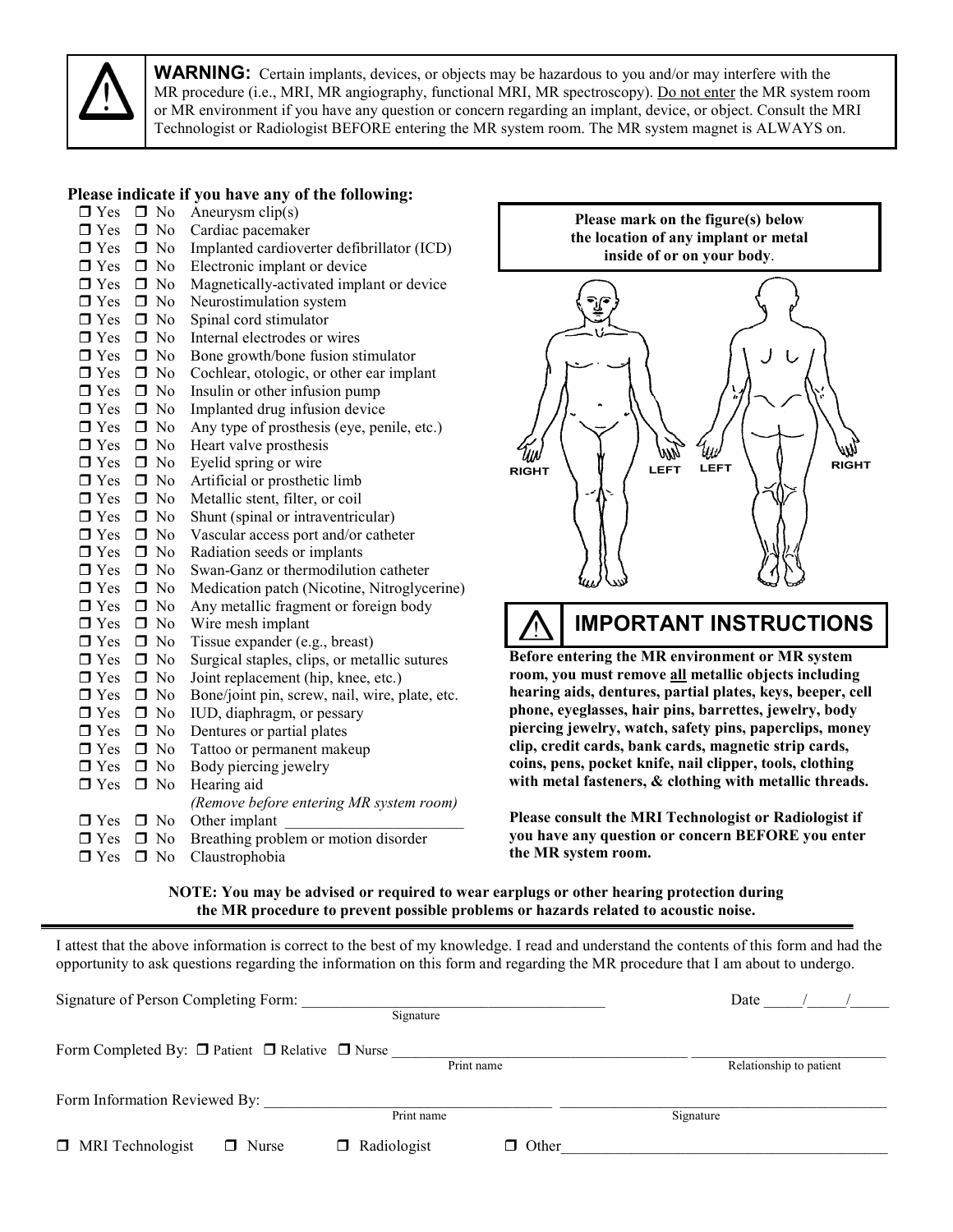> ⚠ **WARNING:** Certain implants, devices, or objects may be hazardous to you and/or may interfere with the MR procedure (i.e., MRI, MR angiography, functional MRI, MR spectroscopy). Do not enter the MR system room or MR environment if you have any question or concern regarding an implant, device, or object. Consult the MRI Technologist or Radiologist BEFORE entering the MR system room. The MR system magnet is ALWAYS on.

**Please indicate if you have any of the following:**

- ☐ Yes ☐ No Aneurysm clip(s)
- ☐ Yes ☐ No Cardiac pacemaker
- ☐ Yes ☐ No Implanted cardioverter defibrillator (ICD)
- ☐ Yes ☐ No Electronic implant or device
- ☐ Yes ☐ No Magnetically-activated implant or device
- ☐ Yes ☐ No Neurostimulation system
- ☐ Yes ☐ No Spinal cord stimulator
- ☐ Yes ☐ No Internal electrodes or wires
- ☐ Yes ☐ No Bone growth/bone fusion stimulator
- ☐ Yes ☐ No Cochlear, otologic, or other ear implant
- ☐ Yes ☐ No Insulin or other infusion pump
- ☐ Yes ☐ No Implanted drug infusion device
- ☐ Yes ☐ No Any type of prosthesis (eye, penile, etc.)
- ☐ Yes ☐ No Heart valve prosthesis
- ☐ Yes ☐ No Eyelid spring or wire
- ☐ Yes ☐ No Artificial or prosthetic limb
- ☐ Yes ☐ No Metallic stent, filter, or coil
- ☐ Yes ☐ No Shunt (spinal or intraventricular)
- ☐ Yes ☐ No Vascular access port and/or catheter
- ☐ Yes ☐ No Radiation seeds or implants
- ☐ Yes ☐ No Swan-Ganz or thermodilution catheter
- ☐ Yes ☐ No Medication patch (Nicotine, Nitroglycerine)
- ☐ Yes ☐ No Any metallic fragment or foreign body
- ☐ Yes ☐ No Wire mesh implant
- ☐ Yes ☐ No Tissue expander (e.g., breast)
- ☐ Yes ☐ No Surgical staples, clips, or metallic sutures
- ☐ Yes ☐ No Joint replacement (hip, knee, etc.)
- ☐ Yes ☐ No Bone/joint pin, screw, nail, wire, plate, etc.
- ☐ Yes ☐ No IUD, diaphragm, or pessary
- ☐ Yes ☐ No Dentures or partial plates
- ☐ Yes ☐ No Tattoo or permanent makeup
- ☐ Yes ☐ No Body piercing jewelry
- ☐ Yes ☐ No Hearing aid
  *(Remove before entering MR system room)*
- ☐ Yes ☐ No Other implant ______________________
- ☐ Yes ☐ No Breathing problem or motion disorder
- ☐ Yes ☐ No Claustrophobia

**Please mark on the figure(s) below the location of any implant or metal inside of or on your body**.

RIGHT LEFT LEFT RIGHT

## ⚠ IMPORTANT INSTRUCTIONS

**Before entering the MR environment or MR system room, you must remove all metallic objects including hearing aids, dentures, partial plates, keys, beeper, cell phone, eyeglasses, hair pins, barrettes, jewelry, body piercing jewelry, watch, safety pins, paperclips, money clip, credit cards, bank cards, magnetic strip cards, coins, pens, pocket knife, nail clipper, tools, clothing with metal fasteners, & clothing with metallic threads.**

**Please consult the MRI Technologist or Radiologist if you have any question or concern BEFORE you enter the MR system room.**

**NOTE: You may be advised or required to wear earplugs or other hearing protection during the MR procedure to prevent possible problems or hazards related to acoustic noise.**

---

I attest that the above information is correct to the best of my knowledge. I read and understand the contents of this form and had the opportunity to ask questions regarding the information on this form and regarding the MR procedure that I am about to undergo.

Signature of Person Completing Form: ________________________________________ Date _____/_____/_____
Signature

Form Completed By: ☐ Patient ☐ Relative ☐ Nurse ________________________________________ __________________________
Print name Relationship to patient

Form Information Reviewed By: ________________________________________ ________________________________________
Print name Signature

☐ MRI Technologist ☐ Nurse ☐ Radiologist ☐ Other________________________________________